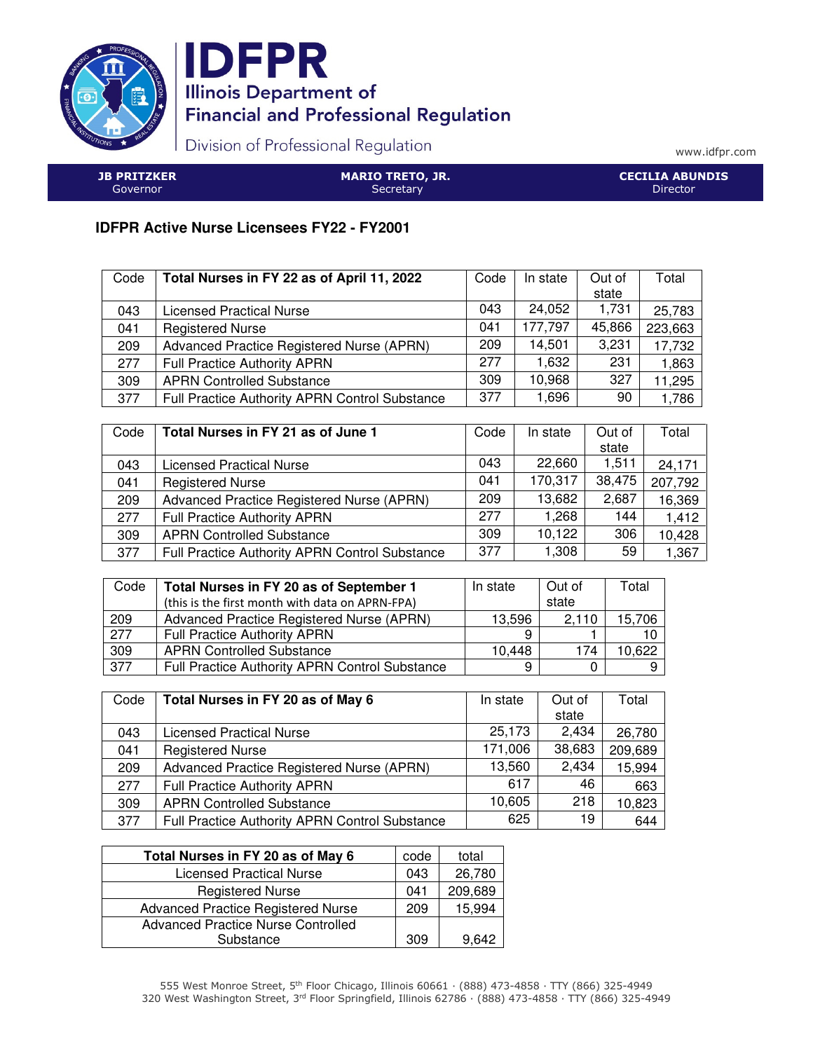# IDFPR

Illinois Department of Financial and Professional Regulation

Division of Professional Regulation

www.idfpr.com

**JB PRITZKER**
Governor

**MARIO TRETO, JR.**
Secretary

**CECILIA ABUNDIS**
Director

## IDFPR Active Nurse Licensees FY22 - FY2001

| Code | **Total Nurses in FY 22 as of April 11, 2022** | Code | In state | Out of state | Total |
|---|---|---|---|---|---|
| 043 | Licensed Practical Nurse | 043 | 24,052 | 1,731 | 25,783 |
| 041 | Registered Nurse | 041 | 177,797 | 45,866 | 223,663 |
| 209 | Advanced Practice Registered Nurse (APRN) | 209 | 14,501 | 3,231 | 17,732 |
| 277 | Full Practice Authority APRN | 277 | 1,632 | 231 | 1,863 |
| 309 | APRN Controlled Substance | 309 | 10,968 | 327 | 11,295 |
| 377 | Full Practice Authority APRN Control Substance | 377 | 1,696 | 90 | 1,786 |

| Code | **Total Nurses in FY 21 as of June 1** | Code | In state | Out of state | Total |
|---|---|---|---|---|---|
| 043 | Licensed Practical Nurse | 043 | 22,660 | 1,511 | 24,171 |
| 041 | Registered Nurse | 041 | 170,317 | 38,475 | 207,792 |
| 209 | Advanced Practice Registered Nurse (APRN) | 209 | 13,682 | 2,687 | 16,369 |
| 277 | Full Practice Authority APRN | 277 | 1,268 | 144 | 1,412 |
| 309 | APRN Controlled Substance | 309 | 10,122 | 306 | 10,428 |
| 377 | Full Practice Authority APRN Control Substance | 377 | 1,308 | 59 | 1,367 |

| Code | **Total Nurses in FY 20 as of September 1** (this is the first month with data on APRN-FPA) | In state | Out of state | Total |
|---|---|---|---|---|
| 209 | Advanced Practice Registered Nurse (APRN) | 13,596 | 2,110 | 15,706 |
| 277 | Full Practice Authority APRN | 9 | 1 | 10 |
| 309 | APRN Controlled Substance | 10,448 | 174 | 10,622 |
| 377 | Full Practice Authority APRN Control Substance | 9 | 0 | 9 |

| Code | **Total Nurses in FY 20 as of May 6** | In state | Out of state | Total |
|---|---|---|---|---|
| 043 | Licensed Practical Nurse | 25,173 | 2,434 | 26,780 |
| 041 | Registered Nurse | 171,006 | 38,683 | 209,689 |
| 209 | Advanced Practice Registered Nurse (APRN) | 13,560 | 2,434 | 15,994 |
| 277 | Full Practice Authority APRN | 617 | 46 | 663 |
| 309 | APRN Controlled Substance | 10,605 | 218 | 10,823 |
| 377 | Full Practice Authority APRN Control Substance | 625 | 19 | 644 |

| **Total Nurses in FY 20 as of May 6** | code | total |
|---|---|---|
| Licensed Practical Nurse | 043 | 26,780 |
| Registered Nurse | 041 | 209,689 |
| Advanced Practice Registered Nurse | 209 | 15,994 |
| Advanced Practice Nurse Controlled Substance | 309 | 9,642 |

555 West Monroe Street, 5th Floor Chicago, Illinois 60661 · (888) 473-4858 · TTY (866) 325-4949
320 West Washington Street, 3rd Floor Springfield, Illinois 62786 · (888) 473-4858 · TTY (866) 325-4949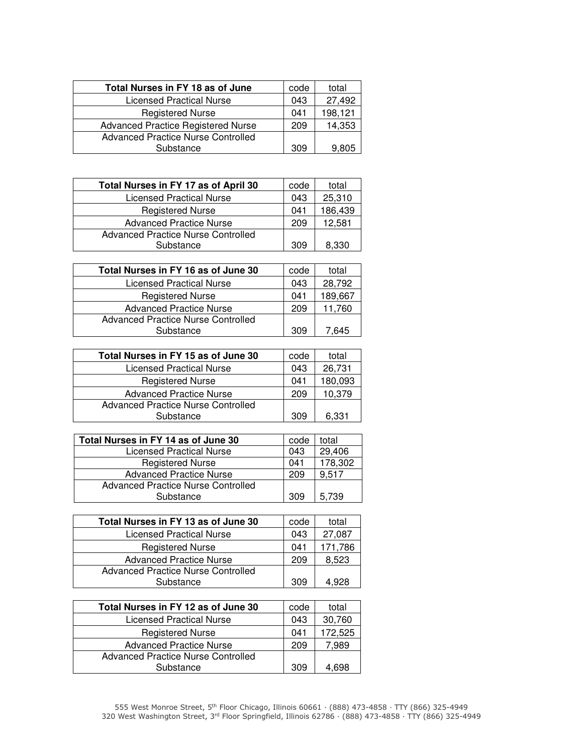| Total Nurses in FY 18 as of June | code | total |
|---|---|---|
| Licensed Practical Nurse | 043 | 27,492 |
| Registered Nurse | 041 | 198,121 |
| Advanced Practice Registered Nurse | 209 | 14,353 |
| Advanced Practice Nurse Controlled Substance | 309 | 9,805 |

| Total Nurses in FY 17 as of April 30 | code | total |
|---|---|---|
| Licensed Practical Nurse | 043 | 25,310 |
| Registered Nurse | 041 | 186,439 |
| Advanced Practice Nurse | 209 | 12,581 |
| Advanced Practice Nurse Controlled Substance | 309 | 8,330 |

| Total Nurses in FY 16 as of June 30 | code | total |
|---|---|---|
| Licensed Practical Nurse | 043 | 28,792 |
| Registered Nurse | 041 | 189,667 |
| Advanced Practice Nurse | 209 | 11,760 |
| Advanced Practice Nurse Controlled Substance | 309 | 7,645 |

| Total Nurses in FY 15 as of June 30 | code | total |
|---|---|---|
| Licensed Practical Nurse | 043 | 26,731 |
| Registered Nurse | 041 | 180,093 |
| Advanced Practice Nurse | 209 | 10,379 |
| Advanced Practice Nurse Controlled Substance | 309 | 6,331 |

| Total Nurses in FY 14 as of June 30 | code | total |
|---|---|---|
| Licensed Practical Nurse | 043 | 29,406 |
| Registered Nurse | 041 | 178,302 |
| Advanced Practice Nurse | 209 | 9,517 |
| Advanced Practice Nurse Controlled Substance | 309 | 5,739 |

| Total Nurses in FY 13 as of June 30 | code | total |
|---|---|---|
| Licensed Practical Nurse | 043 | 27,087 |
| Registered Nurse | 041 | 171,786 |
| Advanced Practice Nurse | 209 | 8,523 |
| Advanced Practice Nurse Controlled Substance | 309 | 4,928 |

| Total Nurses in FY 12 as of June 30 | code | total |
|---|---|---|
| Licensed Practical Nurse | 043 | 30,760 |
| Registered Nurse | 041 | 172,525 |
| Advanced Practice Nurse | 209 | 7,989 |
| Advanced Practice Nurse Controlled Substance | 309 | 4,698 |

555 West Monroe Street, 5th Floor Chicago, Illinois 60661 · (888) 473-4858 · TTY (866) 325-4949
320 West Washington Street, 3rd Floor Springfield, Illinois 62786 · (888) 473-4858 · TTY (866) 325-4949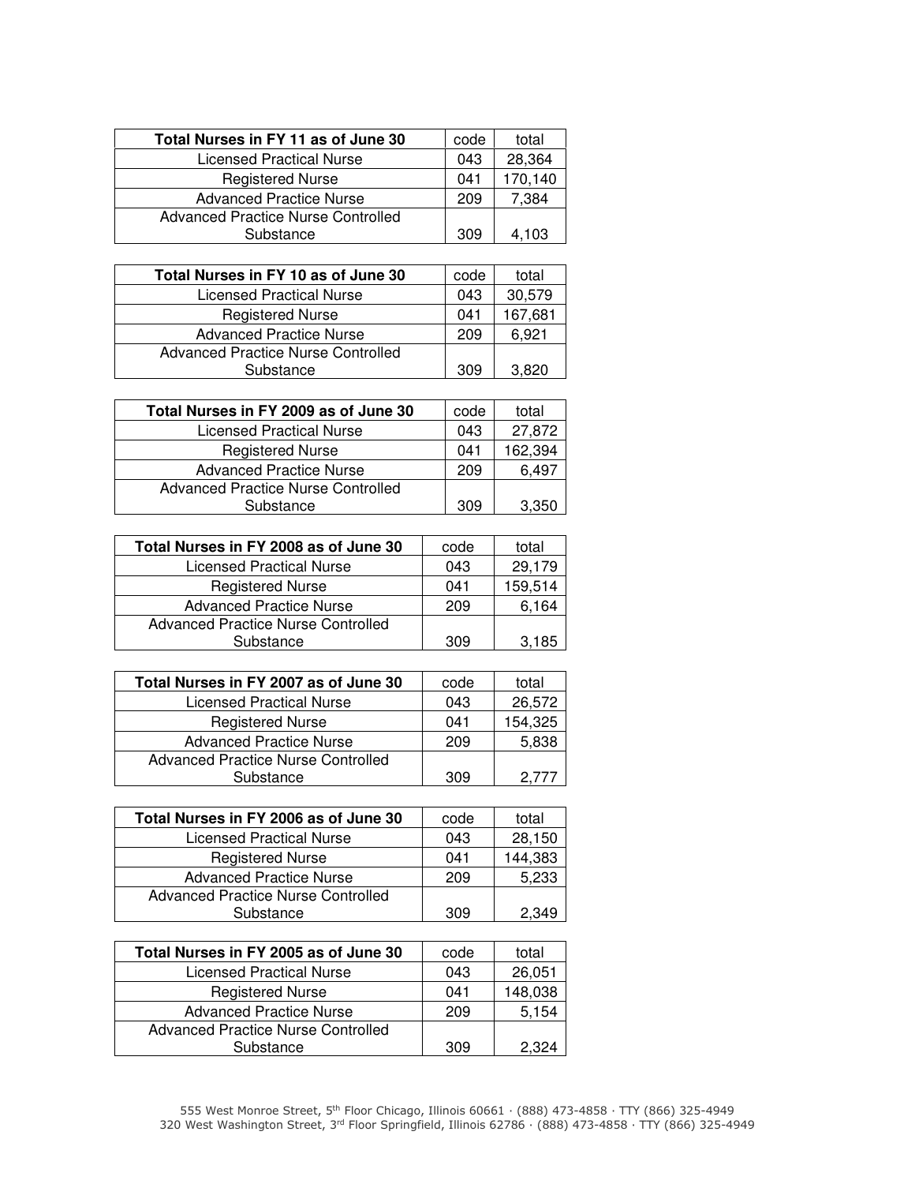| Total Nurses in FY 11 as of June 30 | code | total |
|---|---|---|
| Licensed Practical Nurse | 043 | 28,364 |
| Registered Nurse | 041 | 170,140 |
| Advanced Practice Nurse | 209 | 7,384 |
| Advanced Practice Nurse Controlled Substance | 309 | 4,103 |

| Total Nurses in FY 10 as of June 30 | code | total |
|---|---|---|
| Licensed Practical Nurse | 043 | 30,579 |
| Registered Nurse | 041 | 167,681 |
| Advanced Practice Nurse | 209 | 6,921 |
| Advanced Practice Nurse Controlled Substance | 309 | 3,820 |

| Total Nurses in FY 2009 as of June 30 | code | total |
|---|---|---|
| Licensed Practical Nurse | 043 | 27,872 |
| Registered Nurse | 041 | 162,394 |
| Advanced Practice Nurse | 209 | 6,497 |
| Advanced Practice Nurse Controlled Substance | 309 | 3,350 |

| Total Nurses in FY 2008 as of June 30 | code | total |
|---|---|---|
| Licensed Practical Nurse | 043 | 29,179 |
| Registered Nurse | 041 | 159,514 |
| Advanced Practice Nurse | 209 | 6,164 |
| Advanced Practice Nurse Controlled Substance | 309 | 3,185 |

| Total Nurses in FY 2007 as of June 30 | code | total |
|---|---|---|
| Licensed Practical Nurse | 043 | 26,572 |
| Registered Nurse | 041 | 154,325 |
| Advanced Practice Nurse | 209 | 5,838 |
| Advanced Practice Nurse Controlled Substance | 309 | 2,777 |

| Total Nurses in FY 2006 as of June 30 | code | total |
|---|---|---|
| Licensed Practical Nurse | 043 | 28,150 |
| Registered Nurse | 041 | 144,383 |
| Advanced Practice Nurse | 209 | 5,233 |
| Advanced Practice Nurse Controlled Substance | 309 | 2,349 |

| Total Nurses in FY 2005 as of June 30 | code | total |
|---|---|---|
| Licensed Practical Nurse | 043 | 26,051 |
| Registered Nurse | 041 | 148,038 |
| Advanced Practice Nurse | 209 | 5,154 |
| Advanced Practice Nurse Controlled Substance | 309 | 2,324 |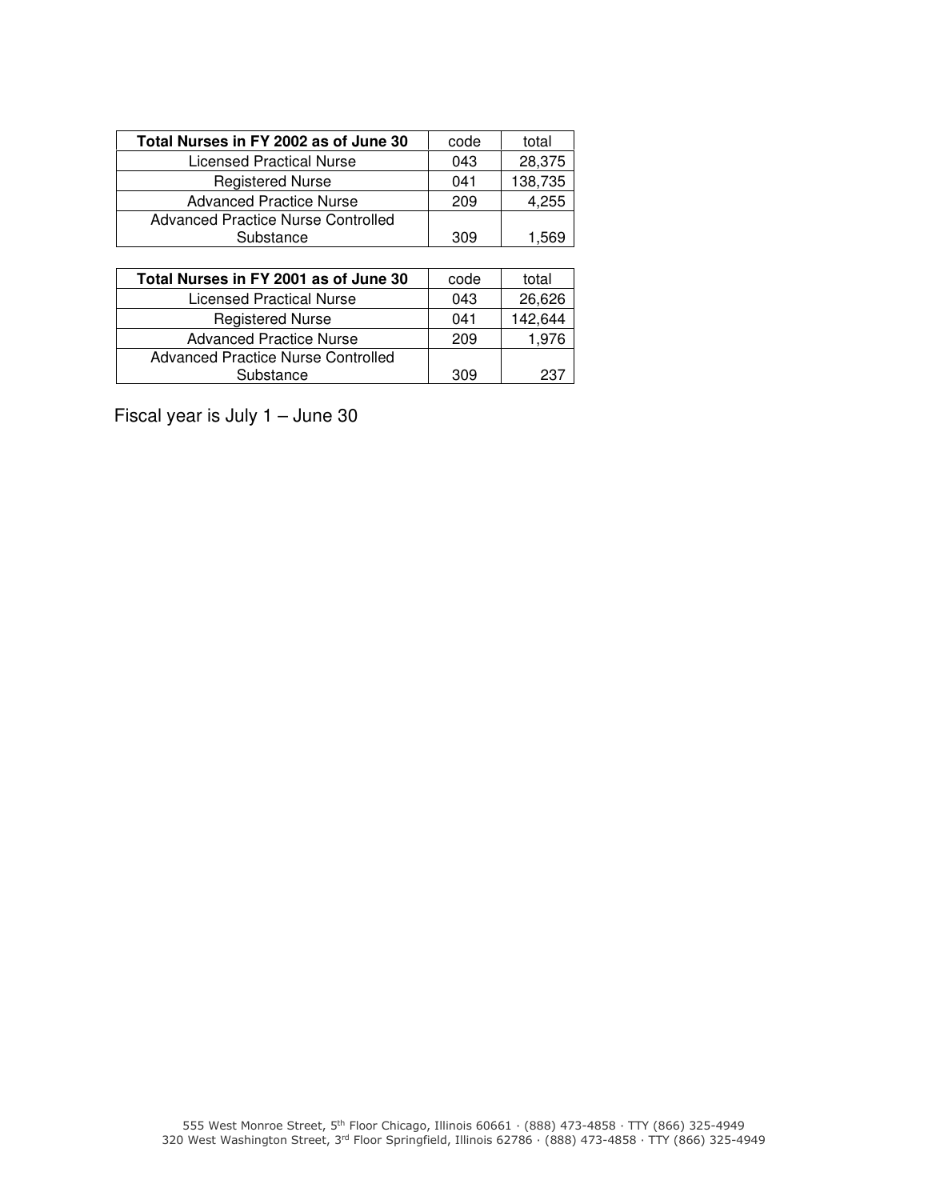| Total Nurses in FY 2002 as of June 30 | code | total |
|---|---|---|
| Licensed Practical Nurse | 043 | 28,375 |
| Registered Nurse | 041 | 138,735 |
| Advanced Practice Nurse | 209 | 4,255 |
| Advanced Practice Nurse Controlled Substance | 309 | 1,569 |

| Total Nurses in FY 2001 as of June 30 | code | total |
|---|---|---|
| Licensed Practical Nurse | 043 | 26,626 |
| Registered Nurse | 041 | 142,644 |
| Advanced Practice Nurse | 209 | 1,976 |
| Advanced Practice Nurse Controlled Substance | 309 | 237 |

Fiscal year is July 1 – June 30

555 West Monroe Street, 5th Floor Chicago, Illinois 60661 · (888) 473-4858 · TTY (866) 325-4949
320 West Washington Street, 3rd Floor Springfield, Illinois 62786 · (888) 473-4858 · TTY (866) 325-4949